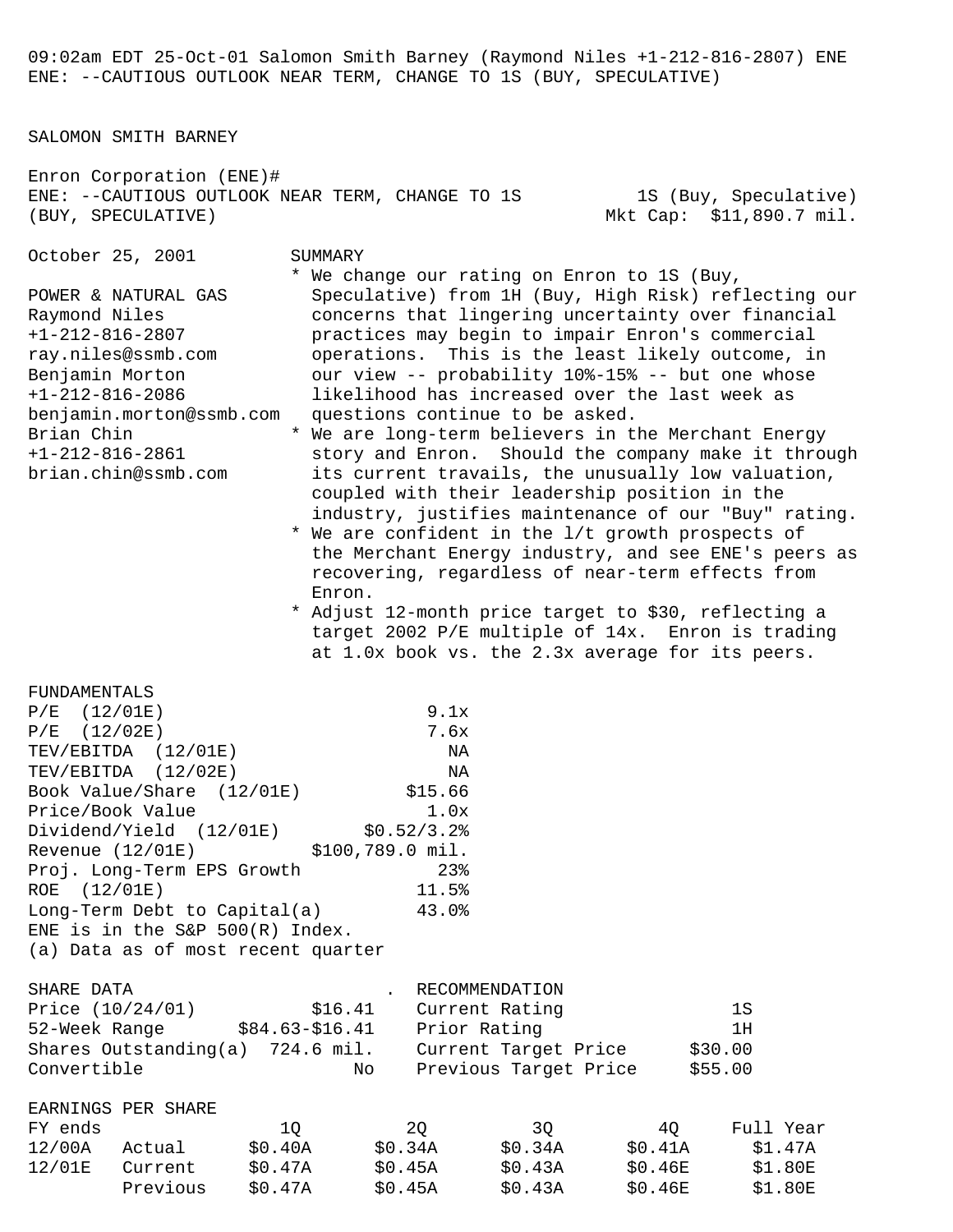09:02am EDT 25-Oct-01 Salomon Smith Barney (Raymond Niles +1-212-816-2807) ENE
ENE: --CAUTIOUS OUTLOOK NEAR TERM, CHANGE TO 1S (BUY, SPECULATIVE)

SALOMON SMITH BARNEY

# Enron Corporation (ENE)#

## ENE: --CAUTIOUS OUTLOOK NEAR TERM, CHANGE TO 1S (BUY, SPECULATIVE)

1S (Buy, Speculative)
Mkt Cap: $11,890.7 mil.

October 25, 2001

POWER & NATURAL GAS
Raymond Niles
+1-212-816-2807
ray.niles@ssmb.com
Benjamin Morton
+1-212-816-2086
benjamin.morton@ssmb.com
Brian Chin
+1-212-816-2861
brian.chin@ssmb.com

### SUMMARY

* We change our rating on Enron to 1S (Buy, Speculative) from 1H (Buy, High Risk) reflecting our concerns that lingering uncertainty over financial practices may begin to impair Enron's commercial operations. This is the least likely outcome, in our view -- probability 10%-15% -- but one whose likelihood has increased over the last week as questions continue to be asked.
* We are long-term believers in the Merchant Energy story and Enron. Should the company make it through its current travails, the unusually low valuation, coupled with their leadership position in the industry, justifies maintenance of our "Buy" rating.
* We are confident in the l/t growth prospects of the Merchant Energy industry, and see ENE's peers as recovering, regardless of near-term effects from Enron.
* Adjust 12-month price target to $30, reflecting a target 2002 P/E multiple of 14x. Enron is trading at 1.0x book vs. the 2.3x average for its peers.

### FUNDAMENTALS

| | |
|---|---|
| P/E (12/01E) | 9.1x |
| P/E (12/02E) | 7.6x |
| TEV/EBITDA (12/01E) | NA |
| TEV/EBITDA (12/02E) | NA |
| Book Value/Share (12/01E) | $15.66 |
| Price/Book Value | 1.0x |
| Dividend/Yield (12/01E) | $0.52/3.2% |
| Revenue (12/01E) | $100,789.0 mil. |
| Proj. Long-Term EPS Growth | 23% |
| ROE (12/01E) | 11.5% |
| Long-Term Debt to Capital(a) | 43.0% |

ENE is in the S&P 500(R) Index.
(a) Data as of most recent quarter

### SHARE DATA

| | |
|---|---|
| Price (10/24/01) | $16.41 |
| 52-Week Range | $84.63-$16.41 |
| Shares Outstanding(a) | 724.6 mil. |
| Convertible | No |

### RECOMMENDATION

| | |
|---|---|
| Current Rating | 1S |
| Prior Rating | 1H |
| Current Target Price | $30.00 |
| Previous Target Price | $55.00 |

### EARNINGS PER SHARE

| FY ends | | 1Q | 2Q | 3Q | 4Q | Full Year |
|---|---|---|---|---|---|---|
| 12/00A | Actual | $0.40A | $0.34A | $0.34A | $0.41A | $1.47A |
| 12/01E | Current | $0.47A | $0.45A | $0.43A | $0.46E | $1.80E |
| | Previous | $0.47A | $0.45A | $0.43A | $0.46E | $1.80E |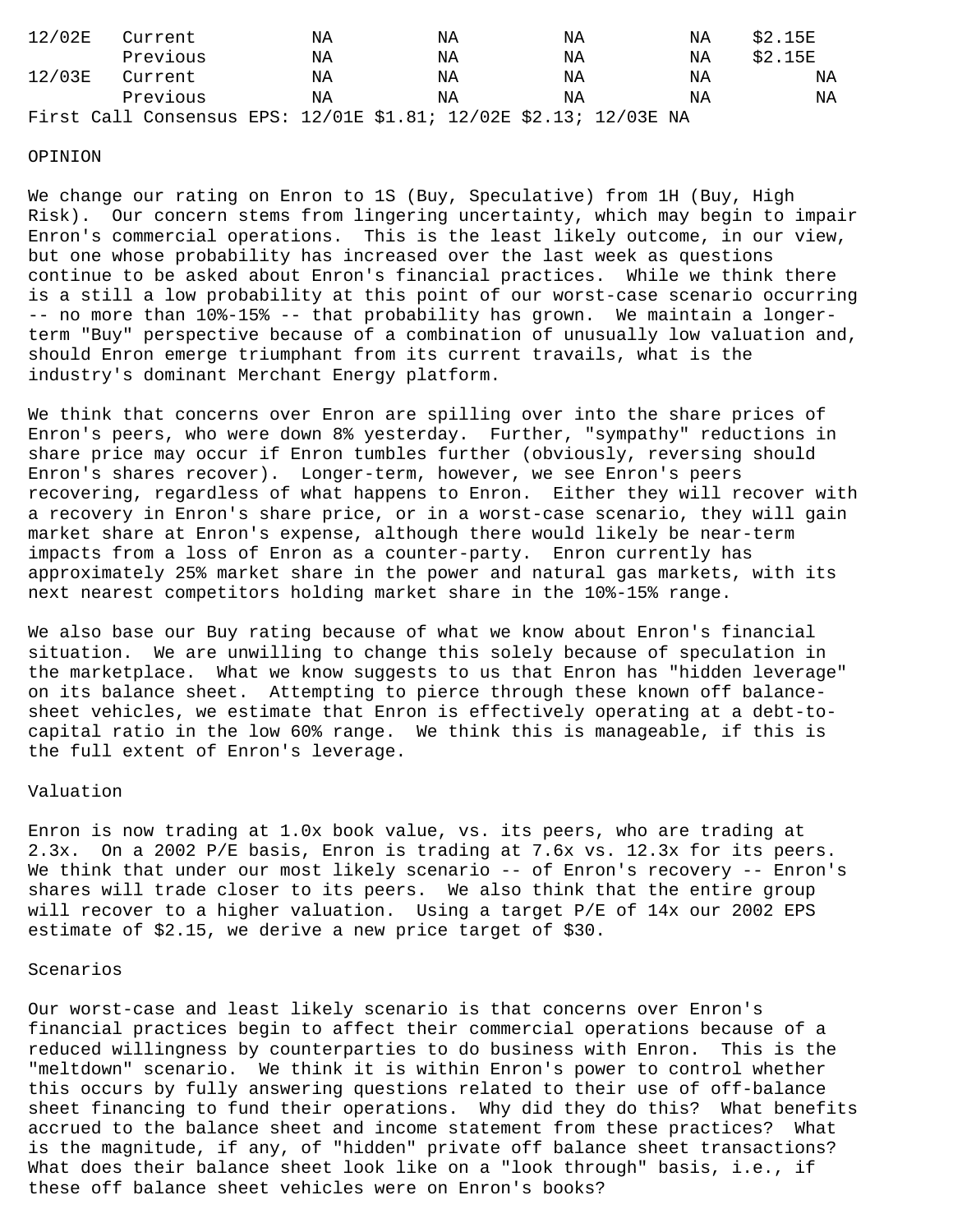| | | | | | | |
|---|---|---|---|---|---|---|
| 12/02E | Current | NA | NA | NA | NA | $2.15E |
| | Previous | NA | NA | NA | NA | $2.15E |
| 12/03E | Current | NA | NA | NA | NA | NA |
| | Previous | NA | NA | NA | NA | NA |

First Call Consensus EPS: 12/01E $1.81; 12/02E $2.13; 12/03E NA

## OPINION

We change our rating on Enron to 1S (Buy, Speculative) from 1H (Buy, High Risk). Our concern stems from lingering uncertainty, which may begin to impair Enron's commercial operations. This is the least likely outcome, in our view, but one whose probability has increased over the last week as questions continue to be asked about Enron's financial practices. While we think there is a still a low probability at this point of our worst-case scenario occurring -- no more than 10%-15% -- that probability has grown. We maintain a longer-term "Buy" perspective because of a combination of unusually low valuation and, should Enron emerge triumphant from its current travails, what is the industry's dominant Merchant Energy platform.

We think that concerns over Enron are spilling over into the share prices of Enron's peers, who were down 8% yesterday. Further, "sympathy" reductions in share price may occur if Enron tumbles further (obviously, reversing should Enron's shares recover). Longer-term, however, we see Enron's peers recovering, regardless of what happens to Enron. Either they will recover with a recovery in Enron's share price, or in a worst-case scenario, they will gain market share at Enron's expense, although there would likely be near-term impacts from a loss of Enron as a counter-party. Enron currently has approximately 25% market share in the power and natural gas markets, with its next nearest competitors holding market share in the 10%-15% range.

We also base our Buy rating because of what we know about Enron's financial situation. We are unwilling to change this solely because of speculation in the marketplace. What we know suggests to us that Enron has "hidden leverage" on its balance sheet. Attempting to pierce through these known off balance-sheet vehicles, we estimate that Enron is effectively operating at a debt-to-capital ratio in the low 60% range. We think this is manageable, if this is the full extent of Enron's leverage.

## Valuation

Enron is now trading at 1.0x book value, vs. its peers, who are trading at 2.3x. On a 2002 P/E basis, Enron is trading at 7.6x vs. 12.3x for its peers. We think that under our most likely scenario -- of Enron's recovery -- Enron's shares will trade closer to its peers. We also think that the entire group will recover to a higher valuation. Using a target P/E of 14x our 2002 EPS estimate of $2.15, we derive a new price target of $30.

## Scenarios

Our worst-case and least likely scenario is that concerns over Enron's financial practices begin to affect their commercial operations because of a reduced willingness by counterparties to do business with Enron. This is the "meltdown" scenario. We think it is within Enron's power to control whether this occurs by fully answering questions related to their use of off-balance sheet financing to fund their operations. Why did they do this? What benefits accrued to the balance sheet and income statement from these practices? What is the magnitude, if any, of "hidden" private off balance sheet transactions? What does their balance sheet look like on a "look through" basis, i.e., if these off balance sheet vehicles were on Enron's books?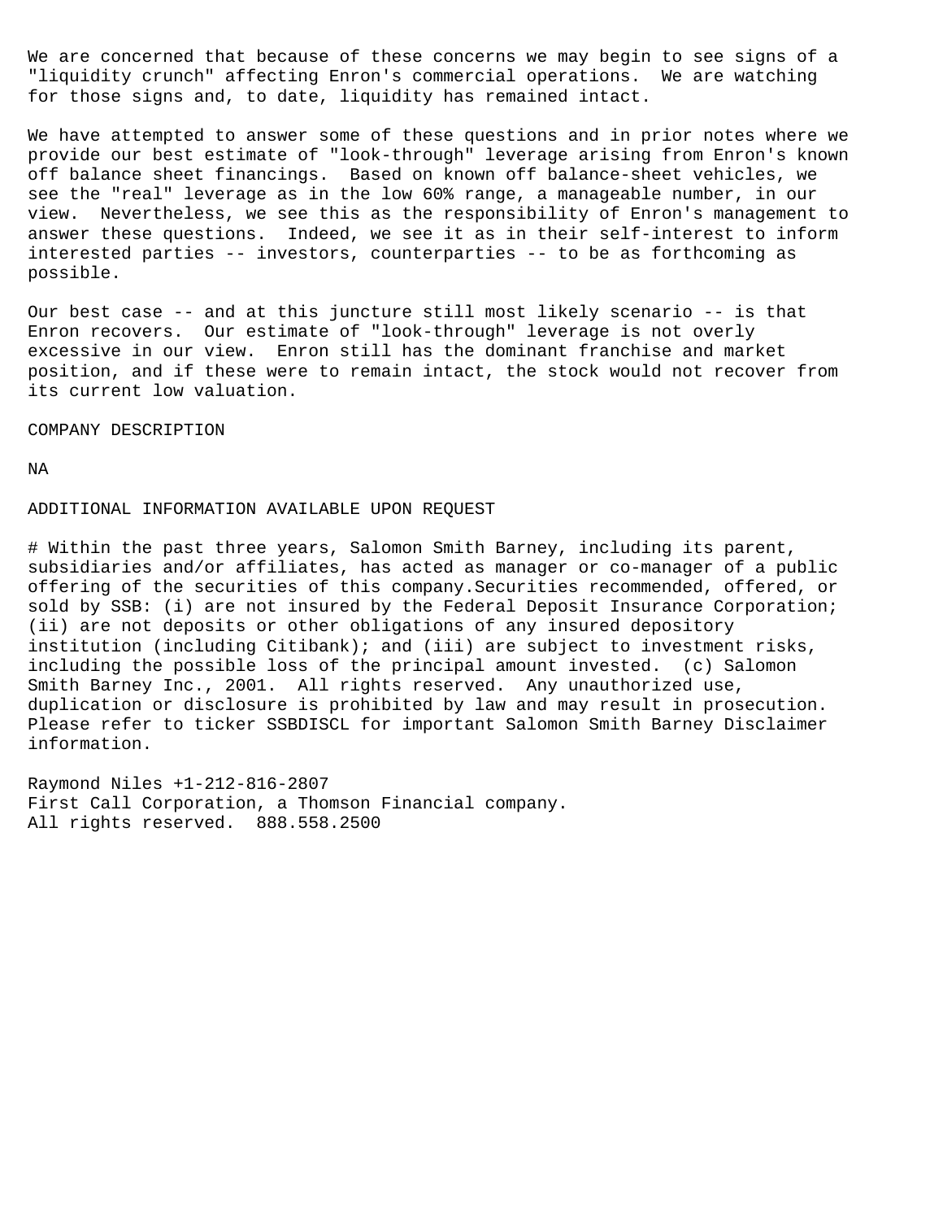We are concerned that because of these concerns we may begin to see signs of a "liquidity crunch" affecting Enron's commercial operations. We are watching for those signs and, to date, liquidity has remained intact.

We have attempted to answer some of these questions and in prior notes where we provide our best estimate of "look-through" leverage arising from Enron's known off balance sheet financings. Based on known off balance-sheet vehicles, we see the "real" leverage as in the low 60% range, a manageable number, in our view. Nevertheless, we see this as the responsibility of Enron's management to answer these questions. Indeed, we see it as in their self-interest to inform interested parties -- investors, counterparties -- to be as forthcoming as possible.

Our best case -- and at this juncture still most likely scenario -- is that Enron recovers. Our estimate of "look-through" leverage is not overly excessive in our view. Enron still has the dominant franchise and market position, and if these were to remain intact, the stock would not recover from its current low valuation.

COMPANY DESCRIPTION

NA

ADDITIONAL INFORMATION AVAILABLE UPON REQUEST

# Within the past three years, Salomon Smith Barney, including its parent, subsidiaries and/or affiliates, has acted as manager or co-manager of a public offering of the securities of this company.Securities recommended, offered, or sold by SSB: (i) are not insured by the Federal Deposit Insurance Corporation; (ii) are not deposits or other obligations of any insured depository institution (including Citibank); and (iii) are subject to investment risks, including the possible loss of the principal amount invested. (c) Salomon Smith Barney Inc., 2001. All rights reserved. Any unauthorized use, duplication or disclosure is prohibited by law and may result in prosecution. Please refer to ticker SSBDISCL for important Salomon Smith Barney Disclaimer information.

Raymond Niles +1-212-816-2807
First Call Corporation, a Thomson Financial company.
All rights reserved. 888.558.2500